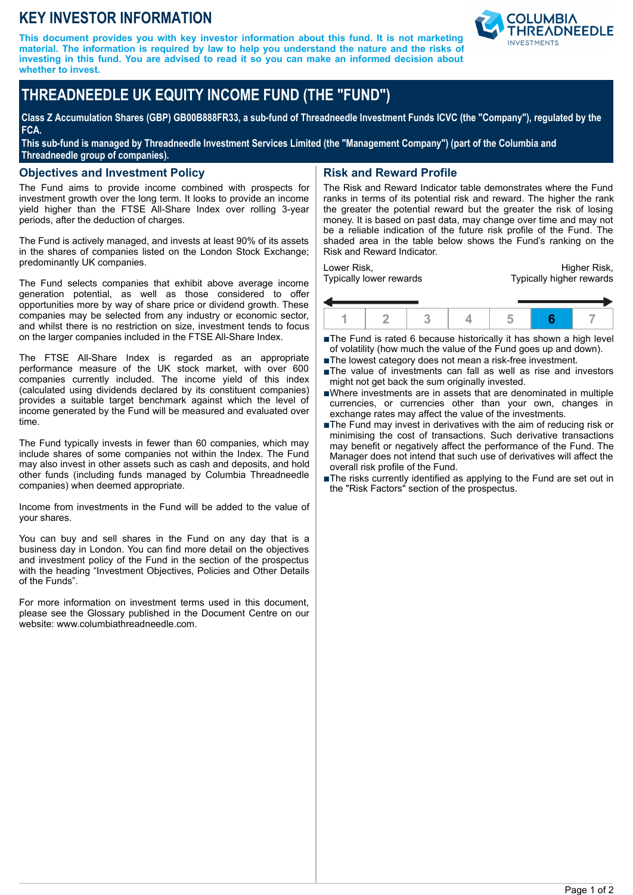# KEY INVESTOR INFORMATION

**This document provides you with key investor information about this fund. It is not marketing material. The information is required by law to help you understand the nature and the risks of investing in this fund. You are advised to read it so you can make an informed decision about whether to invest.**

# THREADNEEDLE UK EQUITY INCOME FUND (THE "FUND")

**Class Z Accumulation Shares (GBP) GB00B888FR33, a sub-fund of Threadneedle Investment Funds ICVC (the "Company"), regulated by the FCA.**
**This sub-fund is managed by Threadneedle Investment Services Limited (the "Management Company") (part of the Columbia and Threadneedle group of companies).**

## Objectives and Investment Policy

The Fund aims to provide income combined with prospects for investment growth over the long term. It looks to provide an income yield higher than the FTSE All-Share Index over rolling 3-year periods, after the deduction of charges.

The Fund is actively managed, and invests at least 90% of its assets in the shares of companies listed on the London Stock Exchange; predominantly UK companies.

The Fund selects companies that exhibit above average income generation potential, as well as those considered to offer opportunities more by way of share price or dividend growth. These companies may be selected from any industry or economic sector, and whilst there is no restriction on size, investment tends to focus on the larger companies included in the FTSE All-Share Index.

The FTSE All-Share Index is regarded as an appropriate performance measure of the UK stock market, with over 600 companies currently included. The income yield of this index (calculated using dividends declared by its constituent companies) provides a suitable target benchmark against which the level of income generated by the Fund will be measured and evaluated over time.

The Fund typically invests in fewer than 60 companies, which may include shares of some companies not within the Index. The Fund may also invest in other assets such as cash and deposits, and hold other funds (including funds managed by Columbia Threadneedle companies) when deemed appropriate.

Income from investments in the Fund will be added to the value of your shares.

You can buy and sell shares in the Fund on any day that is a business day in London. You can find more detail on the objectives and investment policy of the Fund in the section of the prospectus with the heading "Investment Objectives, Policies and Other Details of the Funds".

For more information on investment terms used in this document, please see the Glossary published in the Document Centre on our website: www.columbiathreadneedle.com.

## Risk and Reward Profile

The Risk and Reward Indicator table demonstrates where the Fund ranks in terms of its potential risk and reward. The higher the rank the greater the potential reward but the greater the risk of losing money. It is based on past data, may change over time and may not be a reliable indication of the future risk profile of the Fund. The shaded area in the table below shows the Fund's ranking on the Risk and Reward Indicator.

Lower Risk, Typically lower rewards — Higher Risk, Typically higher rewards

| 1 | 2 | 3 | 4 | 5 | **6** | 7 |
|---|---|---|---|---|---|---|

- The Fund is rated 6 because historically it has shown a high level of volatility (how much the value of the Fund goes up and down).
- The lowest category does not mean a risk-free investment.
- The value of investments can fall as well as rise and investors might not get back the sum originally invested.
- Where investments are in assets that are denominated in multiple currencies, or currencies other than your own, changes in exchange rates may affect the value of the investments.
- The Fund may invest in derivatives with the aim of reducing risk or minimising the cost of transactions. Such derivative transactions may benefit or negatively affect the performance of the Fund. The Manager does not intend that such use of derivatives will affect the overall risk profile of the Fund.
- The risks currently identified as applying to the Fund are set out in the "Risk Factors" section of the prospectus.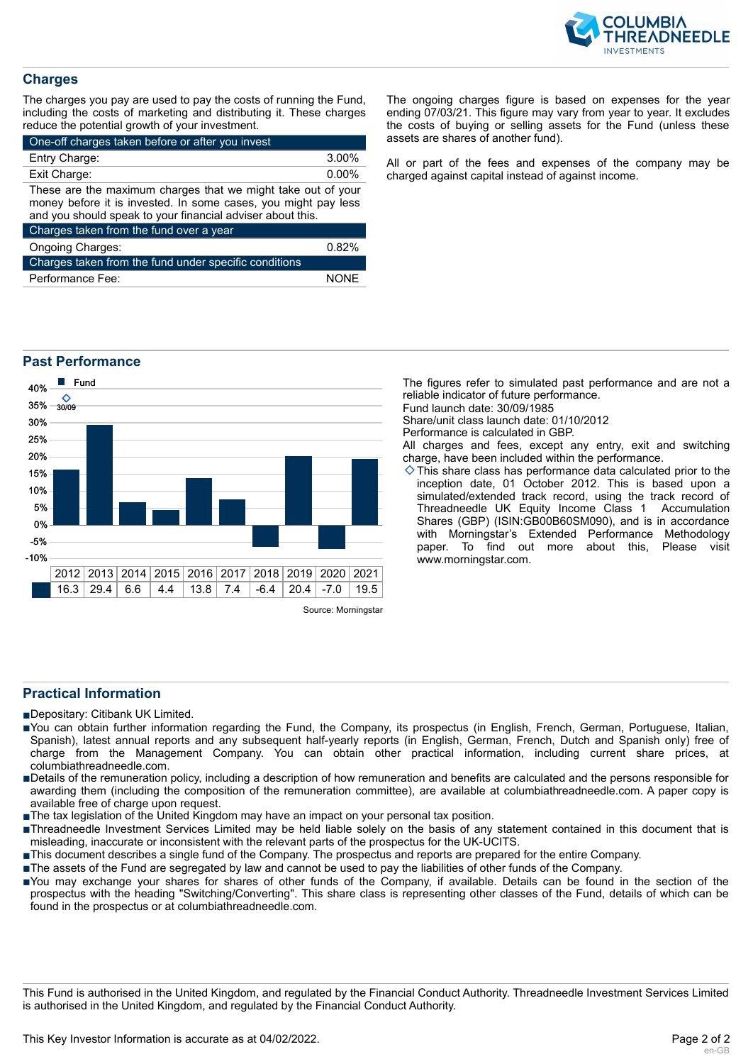## Charges

The charges you pay are used to pay the costs of running the Fund, including the costs of marketing and distributing it. These charges reduce the potential growth of your investment.

| One-off charges taken before or after you invest | |
|---|---|
| Entry Charge: | 3.00% |
| Exit Charge: | 0.00% |
| These are the maximum charges that we might take out of your money before it is invested. In some cases, you might pay less and you should speak to your financial adviser about this. | |
| **Charges taken from the fund over a year** | |
| Ongoing Charges: | 0.82% |
| **Charges taken from the fund under specific conditions** | |
| Performance Fee: | NONE |

The ongoing charges figure is based on expenses for the year ending 07/03/21. This figure may vary from year to year. It excludes the costs of buying or selling assets for the Fund (unless these assets are shares of another fund).

All or part of the fees and expenses of the company may be charged against capital instead of against income.

## Past Performance

Fund

40%
35%
30%
25%
20%
15%
10%
5%
0%
-5%
-10%

30/09

2012 2013 2014 2015 2016 2017 2018 2019 2020 2021

16.3 29.4 6.6 4.4 13.8 7.4 -6.4 20.4 -7.0 19.5

Source: Morningstar

The figures refer to simulated past performance and are not a reliable indicator of future performance.
Fund launch date: 30/09/1985
Share/unit class launch date: 01/10/2012
Performance is calculated in GBP.
All charges and fees, except any entry, exit and switching charge, have been included within the performance.

◇ This share class has performance data calculated prior to the inception date, 01 October 2012. This is based upon a simulated/extended track record, using the track record of Threadneedle UK Equity Income Class 1 Accumulation Shares (GBP) (ISIN:GB00B60SM090), and is in accordance with Morningstar's Extended Performance Methodology paper. To find out more about this, Please visit www.morningstar.com.

## Practical Information

- Depositary: Citibank UK Limited.
- You can obtain further information regarding the Fund, the Company, its prospectus (in English, French, German, Portuguese, Italian, Spanish), latest annual reports and any subsequent half-yearly reports (in English, German, French, Dutch and Spanish only) free of charge from the Management Company. You can obtain other practical information, including current share prices, at columbiathreadneedle.com.
- Details of the remuneration policy, including a description of how remuneration and benefits are calculated and the persons responsible for awarding them (including the composition of the remuneration committee), are available at columbiathreadneedle.com. A paper copy is available free of charge upon request.
- The tax legislation of the United Kingdom may have an impact on your personal tax position.
- Threadneedle Investment Services Limited may be held liable solely on the basis of any statement contained in this document that is misleading, inaccurate or inconsistent with the relevant parts of the prospectus for the UK-UCITS.
- This document describes a single fund of the Company. The prospectus and reports are prepared for the entire Company.
- The assets of the Fund are segregated by law and cannot be used to pay the liabilities of other funds of the Company.
- You may exchange your shares for shares of other funds of the Company, if available. Details can be found in the section of the prospectus with the heading "Switching/Converting". This share class is representing other classes of the Fund, details of which can be found in the prospectus or at columbiathreadneedle.com.

This Fund is authorised in the United Kingdom, and regulated by the Financial Conduct Authority. Threadneedle Investment Services Limited is authorised in the United Kingdom, and regulated by the Financial Conduct Authority.

This Key Investor Information is accurate as at 04/02/2022.